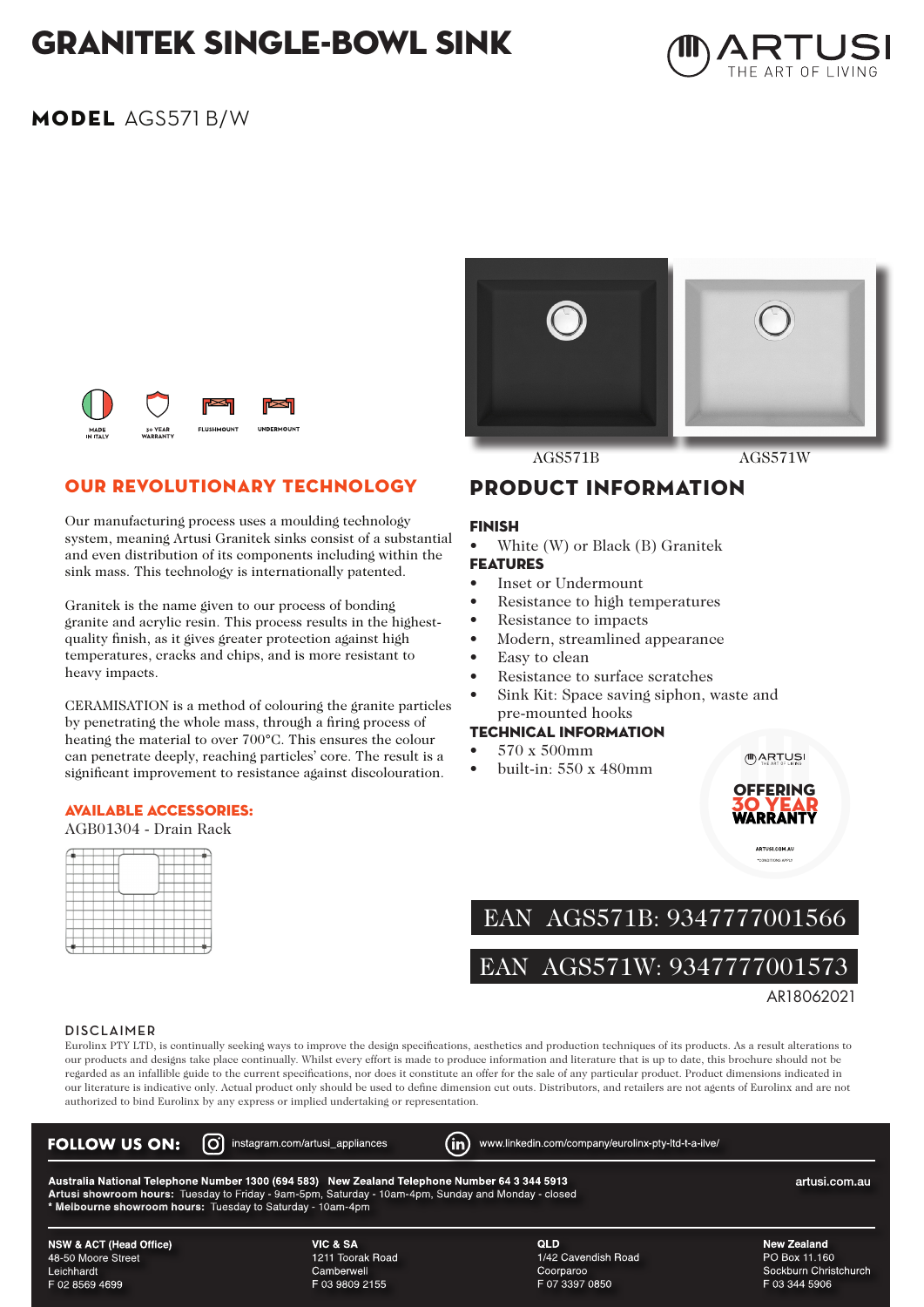# GRANITEK SINGLE-BOWL SINK

ARTUSI
THE ART OF LIVING

## MODEL AGS571 B/W

MADE IN ITALY | 30 YEAR WARRANTY | FLUSHMOUNT | UNDERMOUNT

AGS571B    AGS571W

## OUR REVOLUTIONARY TECHNOLOGY

Our manufacturing process uses a moulding technology system, meaning Artusi Granitek sinks consist of a substantial and even distribution of its components including within the sink mass. This technology is internationally patented.

Granitek is the name given to our process of bonding granite and acrylic resin. This process results in the highest-quality finish, as it gives greater protection against high temperatures, cracks and chips, and is more resistant to heavy impacts.

CERAMISATION is a method of colouring the granite particles by penetrating the whole mass, through a firing process of heating the material to over 700°C. This ensures the colour can penetrate deeply, reaching particles' core. The result is a significant improvement to resistance against discolouration.

### AVAILABLE ACCESSORIES:

AGB01304 - Drain Rack

## PRODUCT INFORMATION

### FINISH

- White (W) or Black (B) Granitek

### FEATURES

- Inset or Undermount
- Resistance to high temperatures
- Resistance to impacts
- Modern, streamlined appearance
- Easy to clean
- Resistance to surface scratches
- Sink Kit: Space saving siphon, waste and pre-mounted hooks

### TECHNICAL INFORMATION

- 570 x 500mm
- built-in: 550 x 480mm

ARTUSI
OFFERING 30 YEAR WARRANTY
ARTUSI.COM.AU
*CONDITIONS APPLY

EAN AGS571B: 9347777001566

EAN AGS571W: 9347777001573

AR18062021

### DISCLAIMER

Eurolinx PTY LTD, is continually seeking ways to improve the design specifications, aesthetics and production techniques of its products. As a result alterations to our products and designs take place continually. Whilst every effort is made to produce information and literature that is up to date, this brochure should not be regarded as an infallible guide to the current specifications, nor does it constitute an offer for the sale of any particular product. Product dimensions indicated in our literature is indicative only. Actual product only should be used to define dimension cut outs. Distributors, and retailers are not agents of Eurolinx and are not authorized to bind Eurolinx by any express or implied undertaking or representation.

**FOLLOW US ON:** instagram.com/artusi_appliances    www.linkedin.com/company/eurolinx-pty-ltd-t-a-ilve/

**Australia National Telephone Number 1300 (694 583)   New Zealand Telephone Number 64 3 344 5913**
**Artusi showroom hours:** Tuesday to Friday - 9am-5pm, Saturday - 10am-4pm, Sunday and Monday - closed
**\* Melbourne showroom hours:** Tuesday to Saturday - 10am-4pm

artusi.com.au

**NSW & ACT (Head Office)**
48-50 Moore Street
Leichhardt
F 02 8569 4699

**VIC & SA**
1211 Toorak Road
Camberwell
F 03 9809 2155

**QLD**
1/42 Cavendish Road
Coorparoo
F 07 3397 0850

**New Zealand**
PO Box 11.160
Sockburn Christchurch
F 03 344 5906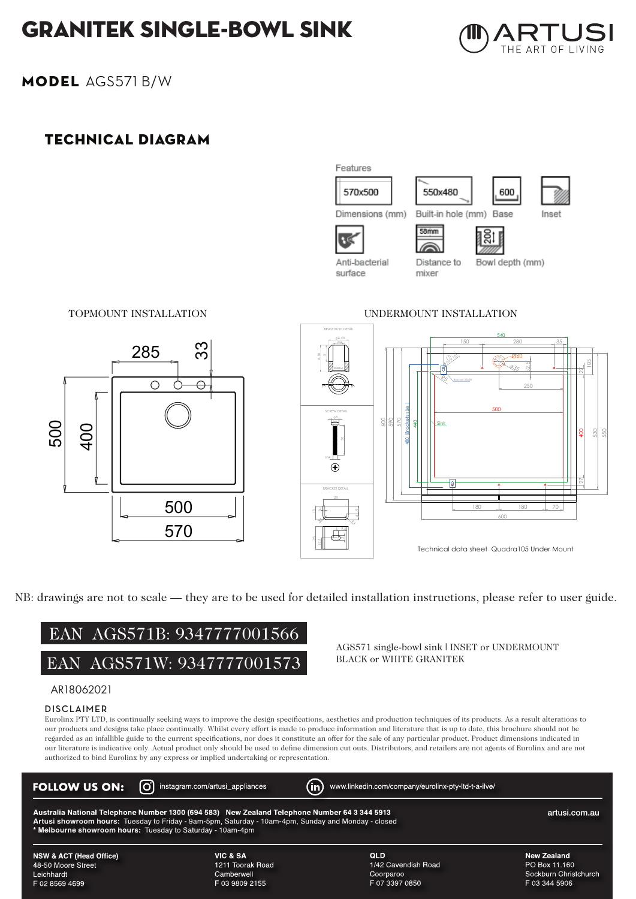# GRANITEK SINGLE-BOWL SINK

ARTUSI
THE ART OF LIVING

## MODEL AGS571 B/W

### TECHNICAL DIAGRAM

Features

570x500
Dimensions (mm)

550x480
Built-in hole (mm)

600
Base

Inset

Anti-bacterial surface

58mm
Distance to mixer

200
Bowl depth (mm)

TOPMOUNT INSTALLATION

285
33
500
400
500
570

UNDERMOUNT INSTALLATION

Technical data sheet Quadra105 Under Mount

NB: drawings are not to scale — they are to be used for detailed installation instructions, please refer to user guide.

EAN AGS571B: 9347777001566

EAN AGS571W: 9347777001573

AGS571 single-bowl sink | INSET or UNDERMOUNT
BLACK or WHITE GRANITEK

AR18062021

DISCLAIMER

Eurolinx PTY LTD, is continually seeking ways to improve the design specifications, aesthetics and production techniques of its products. As a result alterations to our products and designs take place continually. Whilst every effort is made to produce information and literature that is up to date, this brochure should not be regarded as an infallible guide to the current specifications, nor does it constitute an offer for the sale of any particular product. Product dimensions indicated in our literature is indicative only. Actual product only should be used to define dimension cut outs. Distributors, and retailers are not agents of Eurolinx and are not authorized to bind Eurolinx by any express or implied undertaking or representation.

**FOLLOW US ON:** instagram.com/artusi_appliances www.linkedin.com/company/eurolinx-pty-ltd-t-a-ilve/

**Australia National Telephone Number 1300 (694 583) New Zealand Telephone Number 64 3 344 5913**
**Artusi showroom hours:** Tuesday to Friday - 9am-5pm, Saturday - 10am-4pm, Sunday and Monday - closed
**\* Melbourne showroom hours:** Tuesday to Saturday - 10am-4pm

artusi.com.au

**NSW & ACT (Head Office)**
48-50 Moore Street
Leichhardt
F 02 8569 4699

**VIC & SA**
1211 Toorak Road
Camberwell
F 03 9809 2155

**QLD**
1/42 Cavendish Road
Coorparoo
F 07 3397 0850

**New Zealand**
PO Box 11.160
Sockburn Christchurch
F 03 344 5906